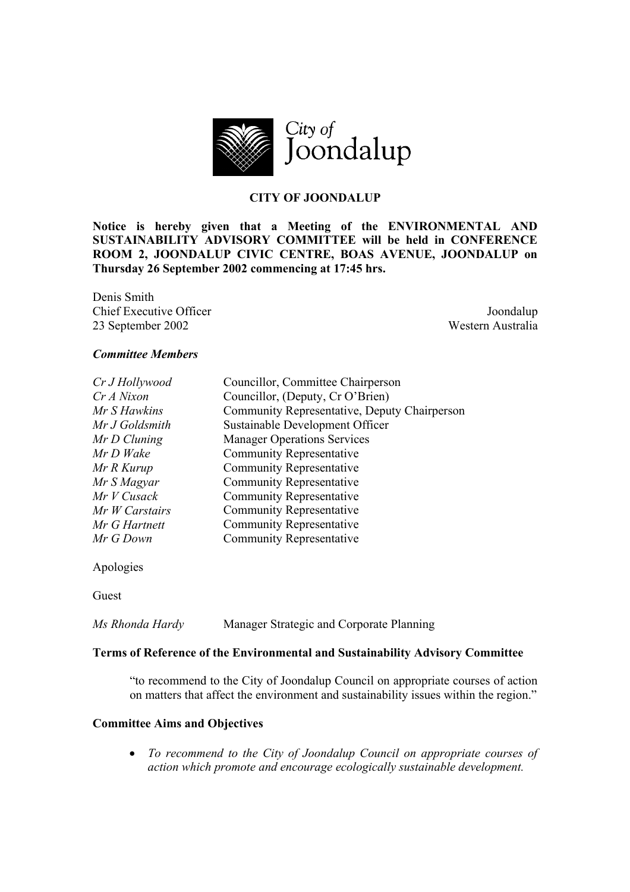City of Joondalup

**CITY OF JOONDALUP**

**Notice is hereby given that a Meeting of the ENVIRONMENTAL AND SUSTAINABILITY ADVISORY COMMITTEE will be held in CONFERENCE ROOM 2, JOONDALUP CIVIC CENTRE, BOAS AVENUE, JOONDALUP on Thursday 26 September 2002 commencing at 17:45 hrs.**

Denis Smith
Chief Executive Officer
23 September 2002

Joondalup
Western Australia

***Committee Members***

| | |
|---|---|
| *Cr J Hollywood* | Councillor, Committee Chairperson |
| *Cr A Nixon* | Councillor, (Deputy, Cr O'Brien) |
| *Mr S Hawkins* | Community Representative, Deputy Chairperson |
| *Mr J Goldsmith* | Sustainable Development Officer |
| *Mr D Cluning* | Manager Operations Services |
| *Mr D Wake* | Community Representative |
| *Mr R Kurup* | Community Representative |
| *Mr S Magyar* | Community Representative |
| *Mr V Cusack* | Community Representative |
| *Mr W Carstairs* | Community Representative |
| *Mr G Hartnett* | Community Representative |
| *Mr G Down* | Community Representative |

Apologies

Guest

*Ms Rhonda Hardy* Manager Strategic and Corporate Planning

**Terms of Reference of the Environmental and Sustainability Advisory Committee**

"to recommend to the City of Joondalup Council on appropriate courses of action on matters that affect the environment and sustainability issues within the region."

**Committee Aims and Objectives**

- *To recommend to the City of Joondalup Council on appropriate courses of action which promote and encourage ecologically sustainable development.*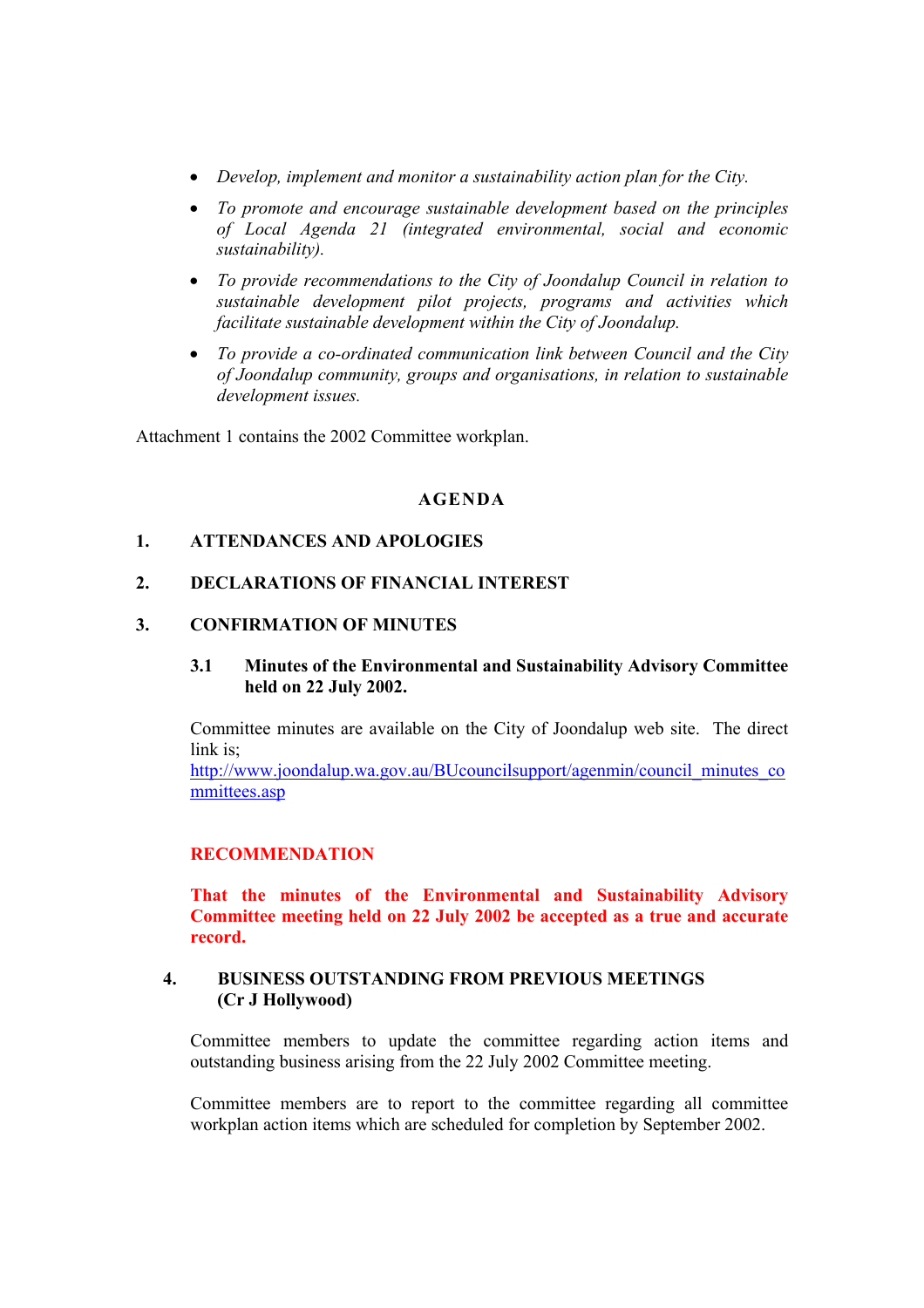- *Develop, implement and monitor a sustainability action plan for the City.*
- *To promote and encourage sustainable development based on the principles of Local Agenda 21 (integrated environmental, social and economic sustainability).*
- *To provide recommendations to the City of Joondalup Council in relation to sustainable development pilot projects, programs and activities which facilitate sustainable development within the City of Joondalup.*
- *To provide a co-ordinated communication link between Council and the City of Joondalup community, groups and organisations, in relation to sustainable development issues.*

Attachment 1 contains the 2002 Committee workplan.

## AGENDA

### 1. ATTENDANCES AND APOLOGIES

### 2. DECLARATIONS OF FINANCIAL INTEREST

### 3. CONFIRMATION OF MINUTES

#### 3.1 Minutes of the Environmental and Sustainability Advisory Committee held on 22 July 2002.

Committee minutes are available on the City of Joondalup web site. The direct link is;
http://www.joondalup.wa.gov.au/BUcouncilsupport/agenmin/council_minutes_committees.asp

**RECOMMENDATION**

**That the minutes of the Environmental and Sustainability Advisory Committee meeting held on 22 July 2002 be accepted as a true and accurate record.**

### 4. BUSINESS OUTSTANDING FROM PREVIOUS MEETINGS (Cr J Hollywood)

Committee members to update the committee regarding action items and outstanding business arising from the 22 July 2002 Committee meeting.

Committee members are to report to the committee regarding all committee workplan action items which are scheduled for completion by September 2002.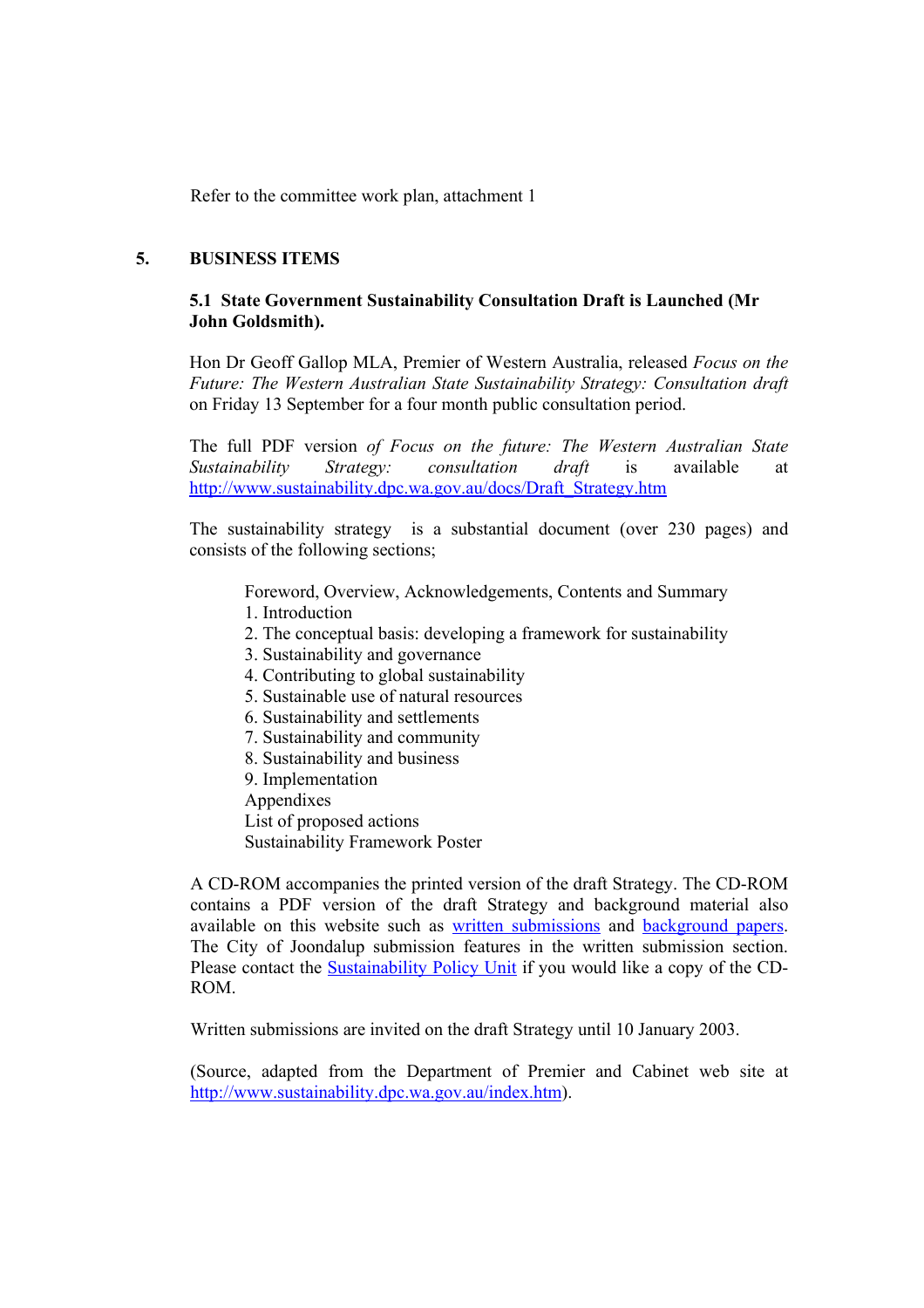Refer to the committee work plan, attachment 1

## 5. BUSINESS ITEMS

### 5.1 State Government Sustainability Consultation Draft is Launched (Mr John Goldsmith).

Hon Dr Geoff Gallop MLA, Premier of Western Australia, released *Focus on the Future: The Western Australian State Sustainability Strategy: Consultation draft* on Friday 13 September for a four month public consultation period.

The full PDF version *of Focus on the future: The Western Australian State Sustainability Strategy: consultation draft* is available at http://www.sustainability.dpc.wa.gov.au/docs/Draft_Strategy.htm

The sustainability strategy is a substantial document (over 230 pages) and consists of the following sections;

- Foreword, Overview, Acknowledgements, Contents and Summary
- 1. Introduction
- 2. The conceptual basis: developing a framework for sustainability
- 3. Sustainability and governance
- 4. Contributing to global sustainability
- 5. Sustainable use of natural resources
- 6. Sustainability and settlements
- 7. Sustainability and community
- 8. Sustainability and business
- 9. Implementation
- Appendixes
- List of proposed actions
- Sustainability Framework Poster

A CD-ROM accompanies the printed version of the draft Strategy. The CD-ROM contains a PDF version of the draft Strategy and background material also available on this website such as written submissions and background papers. The City of Joondalup submission features in the written submission section. Please contact the Sustainability Policy Unit if you would like a copy of the CD-ROM.

Written submissions are invited on the draft Strategy until 10 January 2003.

(Source, adapted from the Department of Premier and Cabinet web site at http://www.sustainability.dpc.wa.gov.au/index.htm).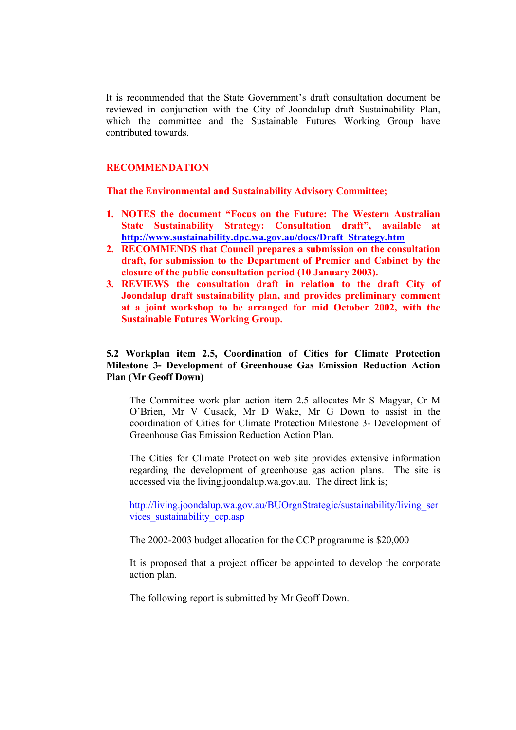It is recommended that the State Government's draft consultation document be reviewed in conjunction with the City of Joondalup draft Sustainability Plan, which the committee and the Sustainable Futures Working Group have contributed towards.

**RECOMMENDATION**

**That the Environmental and Sustainability Advisory Committee;**

1. **NOTES the document "Focus on the Future: The Western Australian State Sustainability Strategy: Consultation draft", available at http://www.sustainability.dpc.wa.gov.au/docs/Draft_Strategy.htm**
2. **RECOMMENDS that Council prepares a submission on the consultation draft, for submission to the Department of Premier and Cabinet by the closure of the public consultation period (10 January 2003).**
3. **REVIEWS the consultation draft in relation to the draft City of Joondalup draft sustainability plan, and provides preliminary comment at a joint workshop to be arranged for mid October 2002, with the Sustainable Futures Working Group.**

**5.2 Workplan item 2.5, Coordination of Cities for Climate Protection Milestone 3- Development of Greenhouse Gas Emission Reduction Action Plan (Mr Geoff Down)**

The Committee work plan action item 2.5 allocates Mr S Magyar, Cr M O'Brien, Mr V Cusack, Mr D Wake, Mr G Down to assist in the coordination of Cities for Climate Protection Milestone 3- Development of Greenhouse Gas Emission Reduction Action Plan.

The Cities for Climate Protection web site provides extensive information regarding the development of greenhouse gas action plans. The site is accessed via the living.joondalup.wa.gov.au. The direct link is;

http://living.joondalup.wa.gov.au/BUOrgnStrategic/sustainability/living_services_sustainability_ccp.asp

The 2002-2003 budget allocation for the CCP programme is $20,000

It is proposed that a project officer be appointed to develop the corporate action plan.

The following report is submitted by Mr Geoff Down.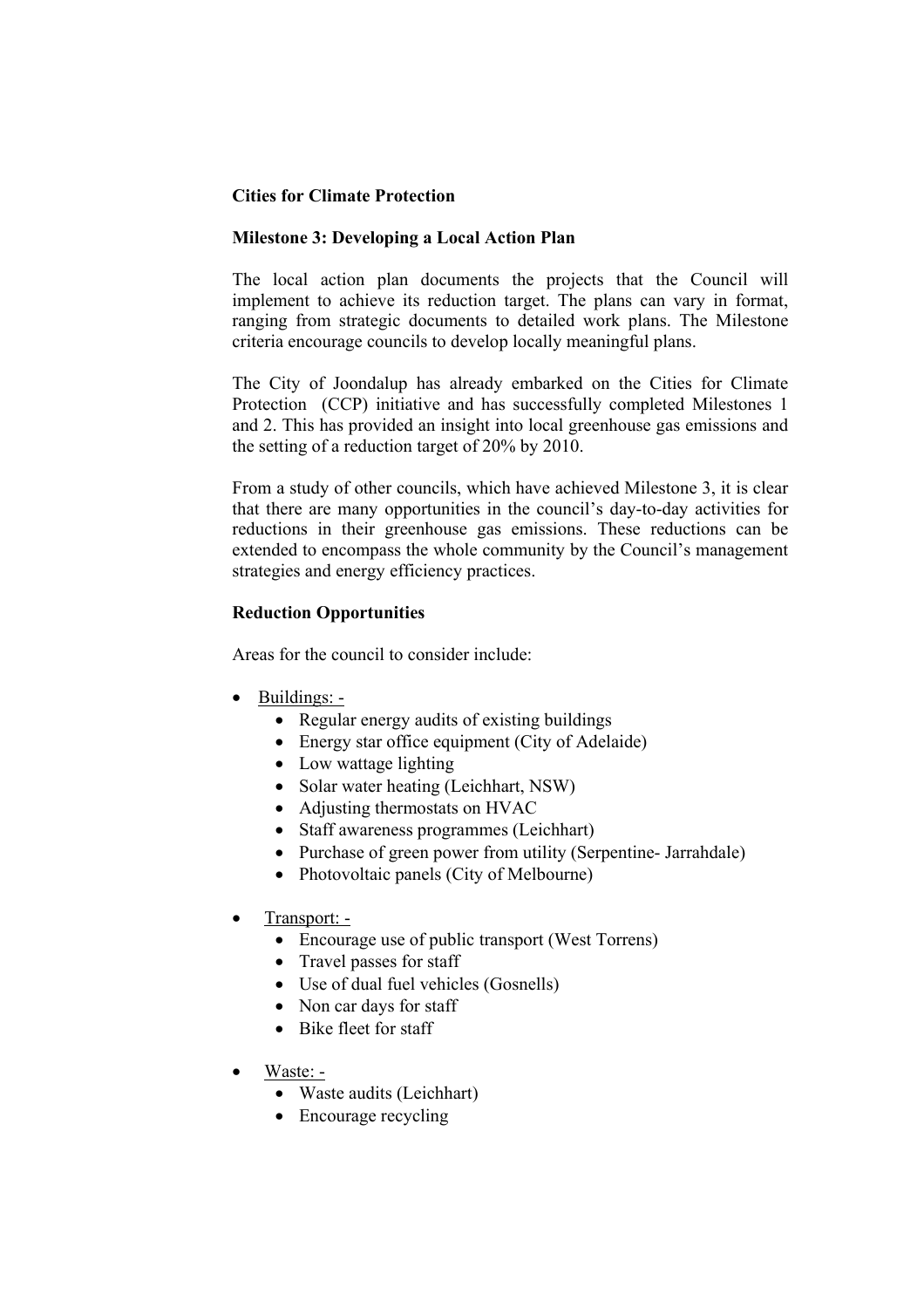**Cities for Climate Protection**

**Milestone 3: Developing a Local Action Plan**

The local action plan documents the projects that the Council will implement to achieve its reduction target. The plans can vary in format, ranging from strategic documents to detailed work plans. The Milestone criteria encourage councils to develop locally meaningful plans.

The City of Joondalup has already embarked on the Cities for Climate Protection (CCP) initiative and has successfully completed Milestones 1 and 2. This has provided an insight into local greenhouse gas emissions and the setting of a reduction target of 20% by 2010.

From a study of other councils, which have achieved Milestone 3, it is clear that there are many opportunities in the council's day-to-day activities for reductions in their greenhouse gas emissions. These reductions can be extended to encompass the whole community by the Council's management strategies and energy efficiency practices.

**Reduction Opportunities**

Areas for the council to consider include:

- Buildings: -
    - Regular energy audits of existing buildings
    - Energy star office equipment (City of Adelaide)
    - Low wattage lighting
    - Solar water heating (Leichhart, NSW)
    - Adjusting thermostats on HVAC
    - Staff awareness programmes (Leichhart)
    - Purchase of green power from utility (Serpentine- Jarrahdale)
    - Photovoltaic panels (City of Melbourne)
- Transport: -
    - Encourage use of public transport (West Torrens)
    - Travel passes for staff
    - Use of dual fuel vehicles (Gosnells)
    - Non car days for staff
    - Bike fleet for staff
- Waste: -
    - Waste audits (Leichhart)
    - Encourage recycling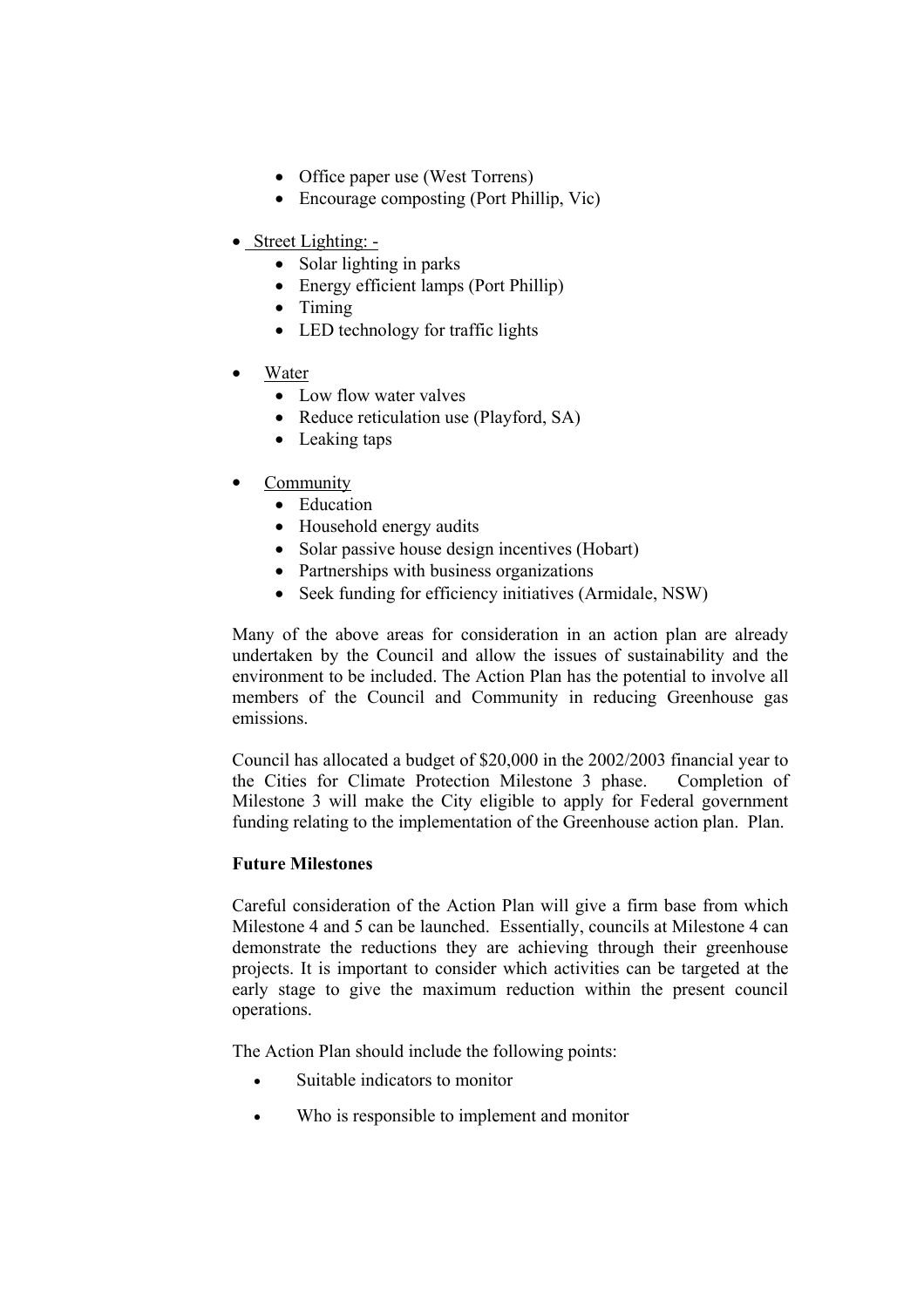- Office paper use (West Torrens)
- Encourage composting (Port Phillip, Vic)

- Street Lighting: -
  - Solar lighting in parks
  - Energy efficient lamps (Port Phillip)
  - Timing
  - LED technology for traffic lights

- Water
  - Low flow water valves
  - Reduce reticulation use (Playford, SA)
  - Leaking taps

- Community
  - Education
  - Household energy audits
  - Solar passive house design incentives (Hobart)
  - Partnerships with business organizations
  - Seek funding for efficiency initiatives (Armidale, NSW)

Many of the above areas for consideration in an action plan are already undertaken by the Council and allow the issues of sustainability and the environment to be included. The Action Plan has the potential to involve all members of the Council and Community in reducing Greenhouse gas emissions.

Council has allocated a budget of $20,000 in the 2002/2003 financial year to the Cities for Climate Protection Milestone 3 phase. Completion of Milestone 3 will make the City eligible to apply for Federal government funding relating to the implementation of the Greenhouse action plan. Plan.

**Future Milestones**

Careful consideration of the Action Plan will give a firm base from which Milestone 4 and 5 can be launched. Essentially, councils at Milestone 4 can demonstrate the reductions they are achieving through their greenhouse projects. It is important to consider which activities can be targeted at the early stage to give the maximum reduction within the present council operations.

The Action Plan should include the following points:

- Suitable indicators to monitor
- Who is responsible to implement and monitor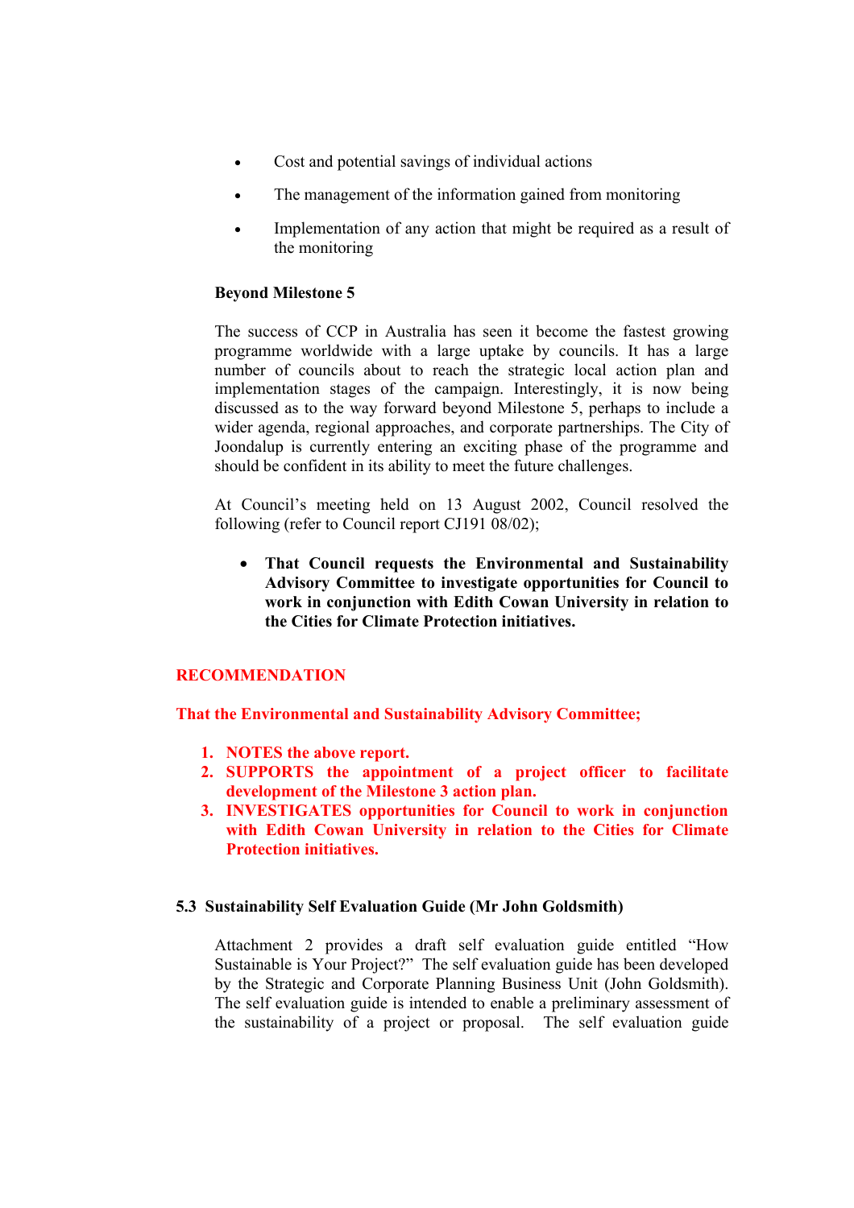- Cost and potential savings of individual actions
- The management of the information gained from monitoring
- Implementation of any action that might be required as a result of the monitoring

**Beyond Milestone 5**

The success of CCP in Australia has seen it become the fastest growing programme worldwide with a large uptake by councils. It has a large number of councils about to reach the strategic local action plan and implementation stages of the campaign. Interestingly, it is now being discussed as to the way forward beyond Milestone 5, perhaps to include a wider agenda, regional approaches, and corporate partnerships. The City of Joondalup is currently entering an exciting phase of the programme and should be confident in its ability to meet the future challenges.

At Council's meeting held on 13 August 2002, Council resolved the following (refer to Council report CJ191 08/02);

- **That Council requests the Environmental and Sustainability Advisory Committee to investigate opportunities for Council to work in conjunction with Edith Cowan University in relation to the Cities for Climate Protection initiatives.**

**RECOMMENDATION**

**That the Environmental and Sustainability Advisory Committee;**

1. **NOTES the above report.**
2. **SUPPORTS the appointment of a project officer to facilitate development of the Milestone 3 action plan.**
3. **INVESTIGATES opportunities for Council to work in conjunction with Edith Cowan University in relation to the Cities for Climate Protection initiatives.**

**5.3 Sustainability Self Evaluation Guide (Mr John Goldsmith)**

Attachment 2 provides a draft self evaluation guide entitled "How Sustainable is Your Project?" The self evaluation guide has been developed by the Strategic and Corporate Planning Business Unit (John Goldsmith). The self evaluation guide is intended to enable a preliminary assessment of the sustainability of a project or proposal. The self evaluation guide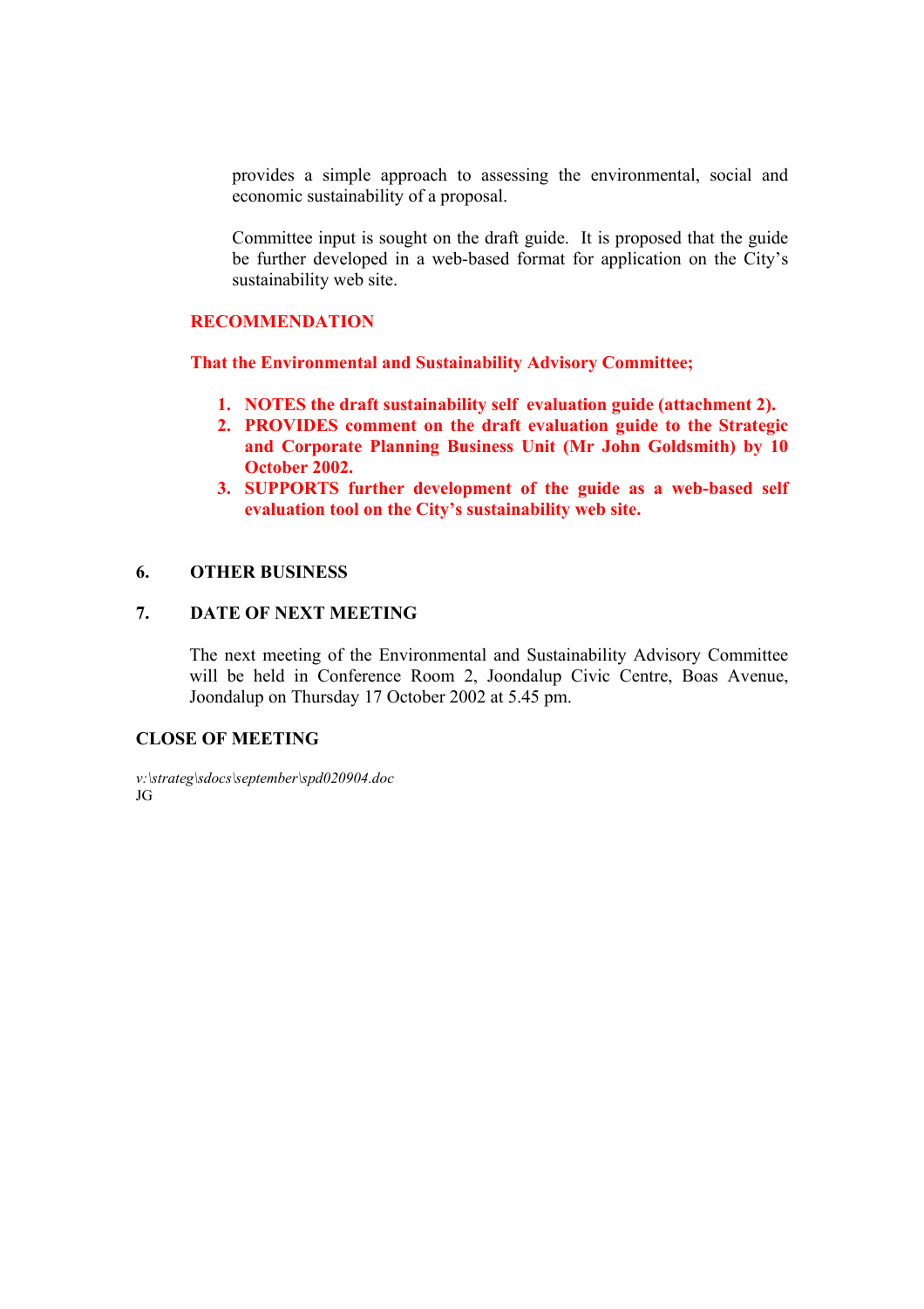provides a simple approach to assessing the environmental, social and economic sustainability of a proposal.

Committee input is sought on the draft guide. It is proposed that the guide be further developed in a web-based format for application on the City's sustainability web site.

**RECOMMENDATION**

**That the Environmental and Sustainability Advisory Committee;**

1. **NOTES the draft sustainability self evaluation guide (attachment 2).**
2. **PROVIDES comment on the draft evaluation guide to the Strategic and Corporate Planning Business Unit (Mr John Goldsmith) by 10 October 2002.**
3. **SUPPORTS further development of the guide as a web-based self evaluation tool on the City's sustainability web site.**

## 6. OTHER BUSINESS

## 7. DATE OF NEXT MEETING

The next meeting of the Environmental and Sustainability Advisory Committee will be held in Conference Room 2, Joondalup Civic Centre, Boas Avenue, Joondalup on Thursday 17 October 2002 at 5.45 pm.

## CLOSE OF MEETING

*v:\strateg\sdocs\september\spd020904.doc*
JG